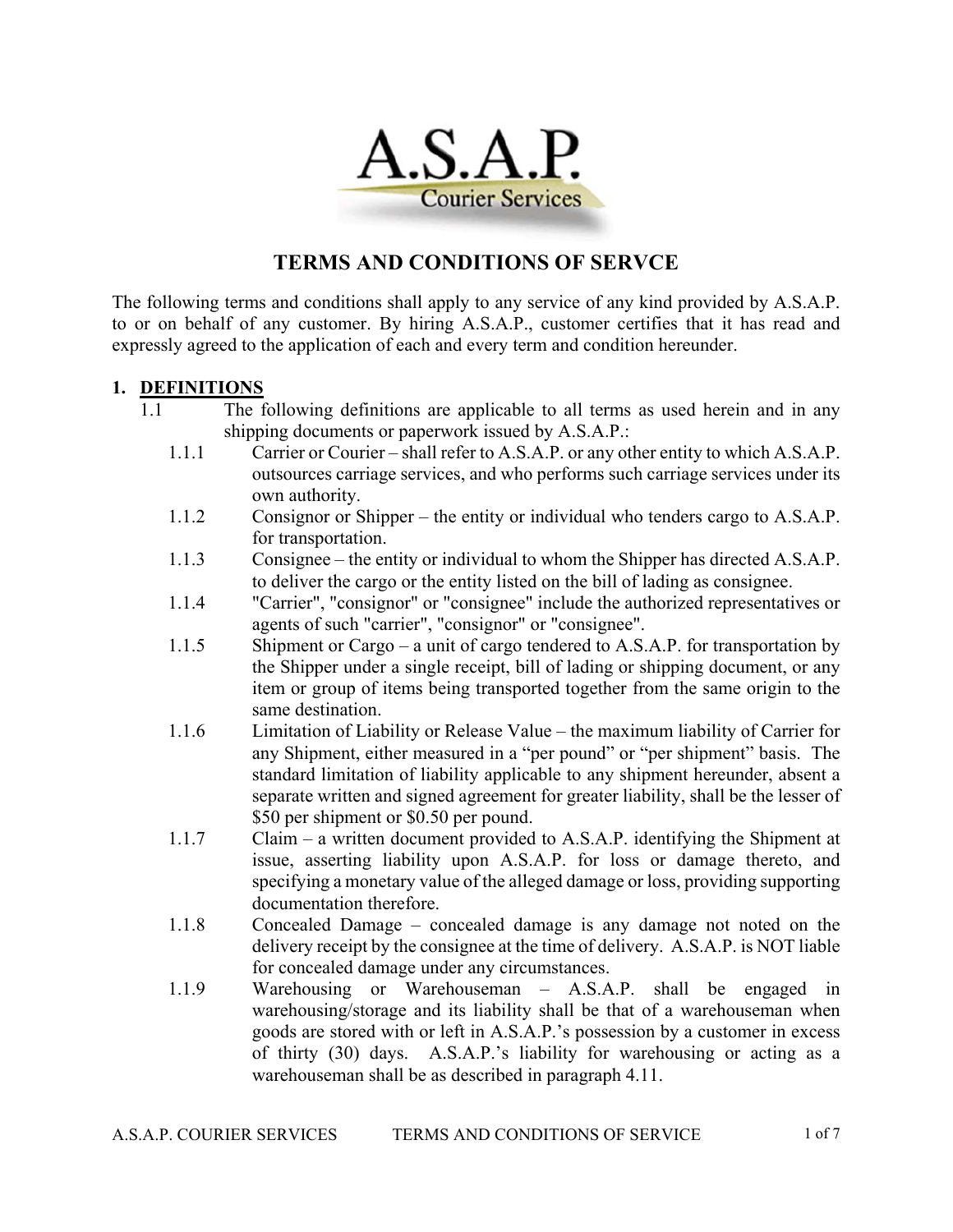A.S.A.P.
Courier Services

# TERMS AND CONDITIONS OF SERVCE

The following terms and conditions shall apply to any service of any kind provided by A.S.A.P. to or on behalf of any customer. By hiring A.S.A.P., customer certifies that it has read and expressly agreed to the application of each and every term and condition hereunder.

## 1. DEFINITIONS

1.1 The following definitions are applicable to all terms as used herein and in any shipping documents or paperwork issued by A.S.A.P.:

- 1.1.1 Carrier or Courier – shall refer to A.S.A.P. or any other entity to which A.S.A.P. outsources carriage services, and who performs such carriage services under its own authority.
- 1.1.2 Consignor or Shipper – the entity or individual who tenders cargo to A.S.A.P. for transportation.
- 1.1.3 Consignee – the entity or individual to whom the Shipper has directed A.S.A.P. to deliver the cargo or the entity listed on the bill of lading as consignee.
- 1.1.4 "Carrier", "consignor" or "consignee" include the authorized representatives or agents of such "carrier", "consignor" or "consignee".
- 1.1.5 Shipment or Cargo – a unit of cargo tendered to A.S.A.P. for transportation by the Shipper under a single receipt, bill of lading or shipping document, or any item or group of items being transported together from the same origin to the same destination.
- 1.1.6 Limitation of Liability or Release Value – the maximum liability of Carrier for any Shipment, either measured in a "per pound" or "per shipment" basis. The standard limitation of liability applicable to any shipment hereunder, absent a separate written and signed agreement for greater liability, shall be the lesser of $50 per shipment or $0.50 per pound.
- 1.1.7 Claim – a written document provided to A.S.A.P. identifying the Shipment at issue, asserting liability upon A.S.A.P. for loss or damage thereto, and specifying a monetary value of the alleged damage or loss, providing supporting documentation therefore.
- 1.1.8 Concealed Damage – concealed damage is any damage not noted on the delivery receipt by the consignee at the time of delivery. A.S.A.P. is NOT liable for concealed damage under any circumstances.
- 1.1.9 Warehousing or Warehouseman – A.S.A.P. shall be engaged in warehousing/storage and its liability shall be that of a warehouseman when goods are stored with or left in A.S.A.P.'s possession by a customer in excess of thirty (30) days. A.S.A.P.'s liability for warehousing or acting as a warehouseman shall be as described in paragraph 4.11.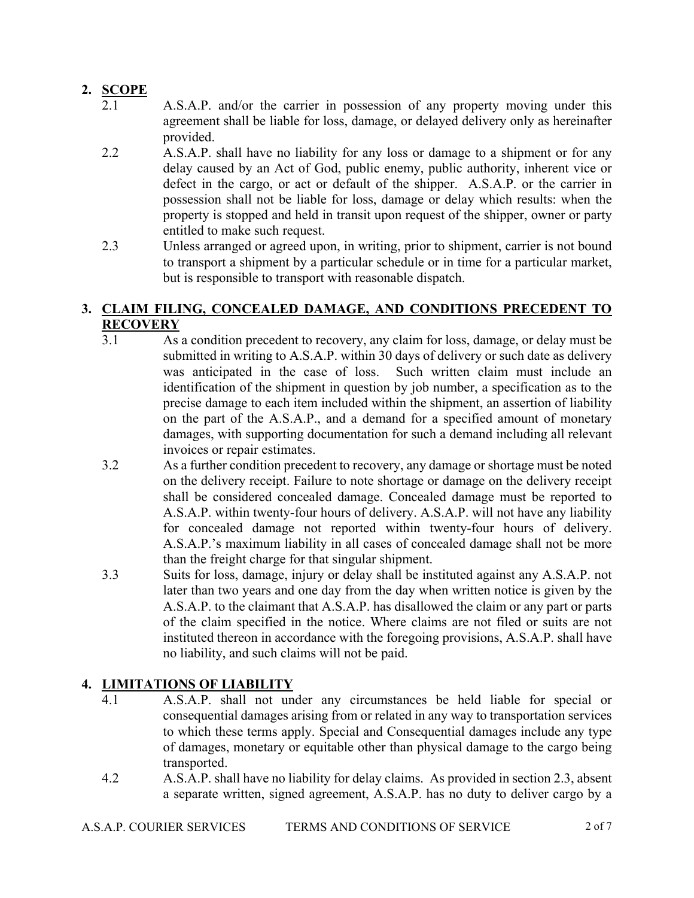## 2. SCOPE

2.1 A.S.A.P. and/or the carrier in possession of any property moving under this agreement shall be liable for loss, damage, or delayed delivery only as hereinafter provided.

2.2 A.S.A.P. shall have no liability for any loss or damage to a shipment or for any delay caused by an Act of God, public enemy, public authority, inherent vice or defect in the cargo, or act or default of the shipper. A.S.A.P. or the carrier in possession shall not be liable for loss, damage or delay which results: when the property is stopped and held in transit upon request of the shipper, owner or party entitled to make such request.

2.3 Unless arranged or agreed upon, in writing, prior to shipment, carrier is not bound to transport a shipment by a particular schedule or in time for a particular market, but is responsible to transport with reasonable dispatch.

## 3. CLAIM FILING, CONCEALED DAMAGE, AND CONDITIONS PRECEDENT TO RECOVERY

3.1 As a condition precedent to recovery, any claim for loss, damage, or delay must be submitted in writing to A.S.A.P. within 30 days of delivery or such date as delivery was anticipated in the case of loss. Such written claim must include an identification of the shipment in question by job number, a specification as to the precise damage to each item included within the shipment, an assertion of liability on the part of the A.S.A.P., and a demand for a specified amount of monetary damages, with supporting documentation for such a demand including all relevant invoices or repair estimates.

3.2 As a further condition precedent to recovery, any damage or shortage must be noted on the delivery receipt. Failure to note shortage or damage on the delivery receipt shall be considered concealed damage. Concealed damage must be reported to A.S.A.P. within twenty-four hours of delivery. A.S.A.P. will not have any liability for concealed damage not reported within twenty-four hours of delivery. A.S.A.P.'s maximum liability in all cases of concealed damage shall not be more than the freight charge for that singular shipment.

3.3 Suits for loss, damage, injury or delay shall be instituted against any A.S.A.P. not later than two years and one day from the day when written notice is given by the A.S.A.P. to the claimant that A.S.A.P. has disallowed the claim or any part or parts of the claim specified in the notice. Where claims are not filed or suits are not instituted thereon in accordance with the foregoing provisions, A.S.A.P. shall have no liability, and such claims will not be paid.

## 4. LIMITATIONS OF LIABILITY

4.1 A.S.A.P. shall not under any circumstances be held liable for special or consequential damages arising from or related in any way to transportation services to which these terms apply. Special and Consequential damages include any type of damages, monetary or equitable other than physical damage to the cargo being transported.

4.2 A.S.A.P. shall have no liability for delay claims. As provided in section 2.3, absent a separate written, signed agreement, A.S.A.P. has no duty to deliver cargo by a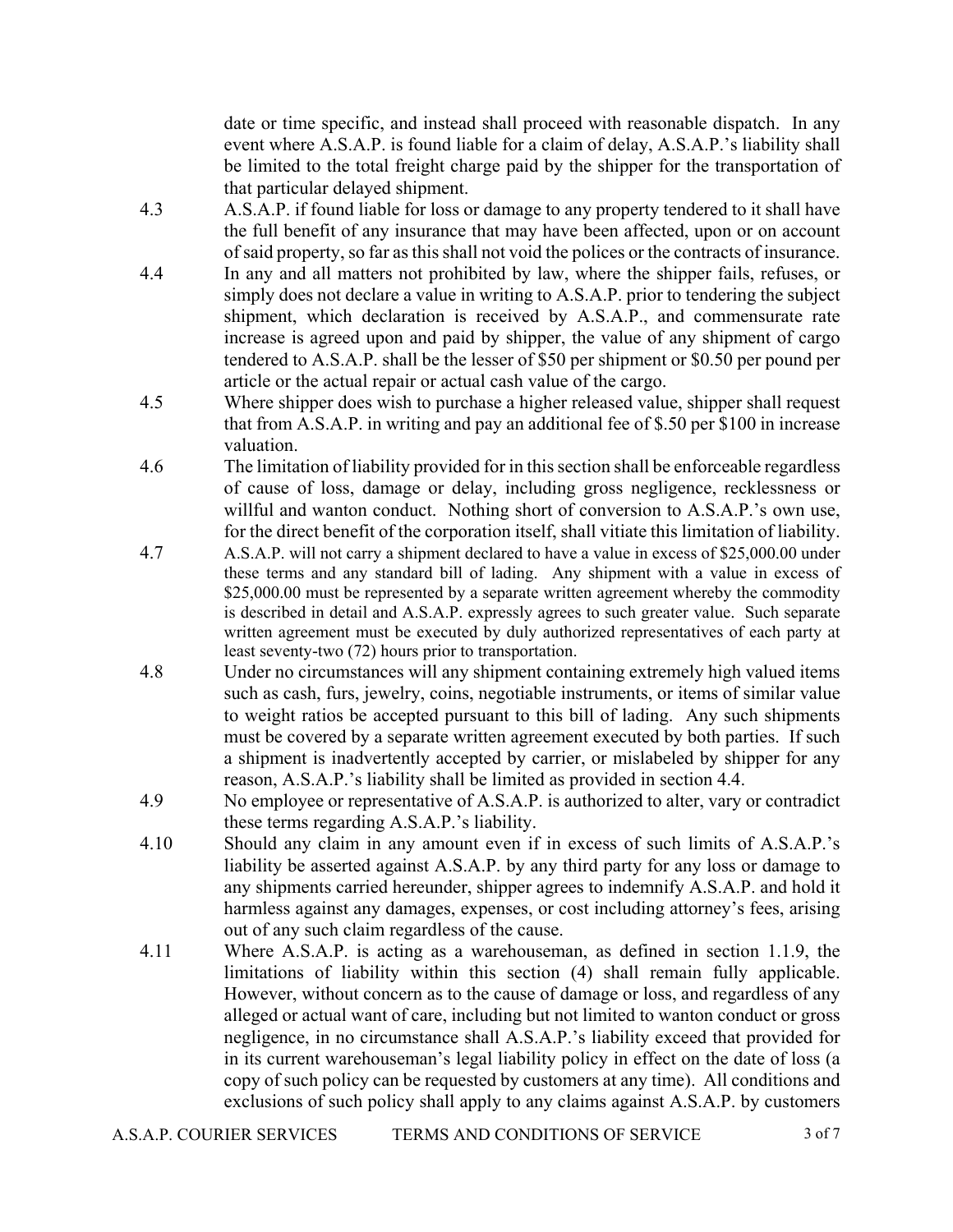date or time specific, and instead shall proceed with reasonable dispatch. In any event where A.S.A.P. is found liable for a claim of delay, A.S.A.P.'s liability shall be limited to the total freight charge paid by the shipper for the transportation of that particular delayed shipment.

4.3 A.S.A.P. if found liable for loss or damage to any property tendered to it shall have the full benefit of any insurance that may have been affected, upon or on account of said property, so far as this shall not void the polices or the contracts of insurance.

4.4 In any and all matters not prohibited by law, where the shipper fails, refuses, or simply does not declare a value in writing to A.S.A.P. prior to tendering the subject shipment, which declaration is received by A.S.A.P., and commensurate rate increase is agreed upon and paid by shipper, the value of any shipment of cargo tendered to A.S.A.P. shall be the lesser of $50 per shipment or $0.50 per pound per article or the actual repair or actual cash value of the cargo.

4.5 Where shipper does wish to purchase a higher released value, shipper shall request that from A.S.A.P. in writing and pay an additional fee of $.50 per $100 in increase valuation.

4.6 The limitation of liability provided for in this section shall be enforceable regardless of cause of loss, damage or delay, including gross negligence, recklessness or willful and wanton conduct. Nothing short of conversion to A.S.A.P.'s own use, for the direct benefit of the corporation itself, shall vitiate this limitation of liability.

4.7 A.S.A.P. will not carry a shipment declared to have a value in excess of $25,000.00 under these terms and any standard bill of lading. Any shipment with a value in excess of $25,000.00 must be represented by a separate written agreement whereby the commodity is described in detail and A.S.A.P. expressly agrees to such greater value. Such separate written agreement must be executed by duly authorized representatives of each party at least seventy-two (72) hours prior to transportation.

4.8 Under no circumstances will any shipment containing extremely high valued items such as cash, furs, jewelry, coins, negotiable instruments, or items of similar value to weight ratios be accepted pursuant to this bill of lading. Any such shipments must be covered by a separate written agreement executed by both parties. If such a shipment is inadvertently accepted by carrier, or mislabeled by shipper for any reason, A.S.A.P.'s liability shall be limited as provided in section 4.4.

4.9 No employee or representative of A.S.A.P. is authorized to alter, vary or contradict these terms regarding A.S.A.P.'s liability.

4.10 Should any claim in any amount even if in excess of such limits of A.S.A.P.'s liability be asserted against A.S.A.P. by any third party for any loss or damage to any shipments carried hereunder, shipper agrees to indemnify A.S.A.P. and hold it harmless against any damages, expenses, or cost including attorney's fees, arising out of any such claim regardless of the cause.

4.11 Where A.S.A.P. is acting as a warehouseman, as defined in section 1.1.9, the limitations of liability within this section (4) shall remain fully applicable. However, without concern as to the cause of damage or loss, and regardless of any alleged or actual want of care, including but not limited to wanton conduct or gross negligence, in no circumstance shall A.S.A.P.'s liability exceed that provided for in its current warehouseman's legal liability policy in effect on the date of loss (a copy of such policy can be requested by customers at any time). All conditions and exclusions of such policy shall apply to any claims against A.S.A.P. by customers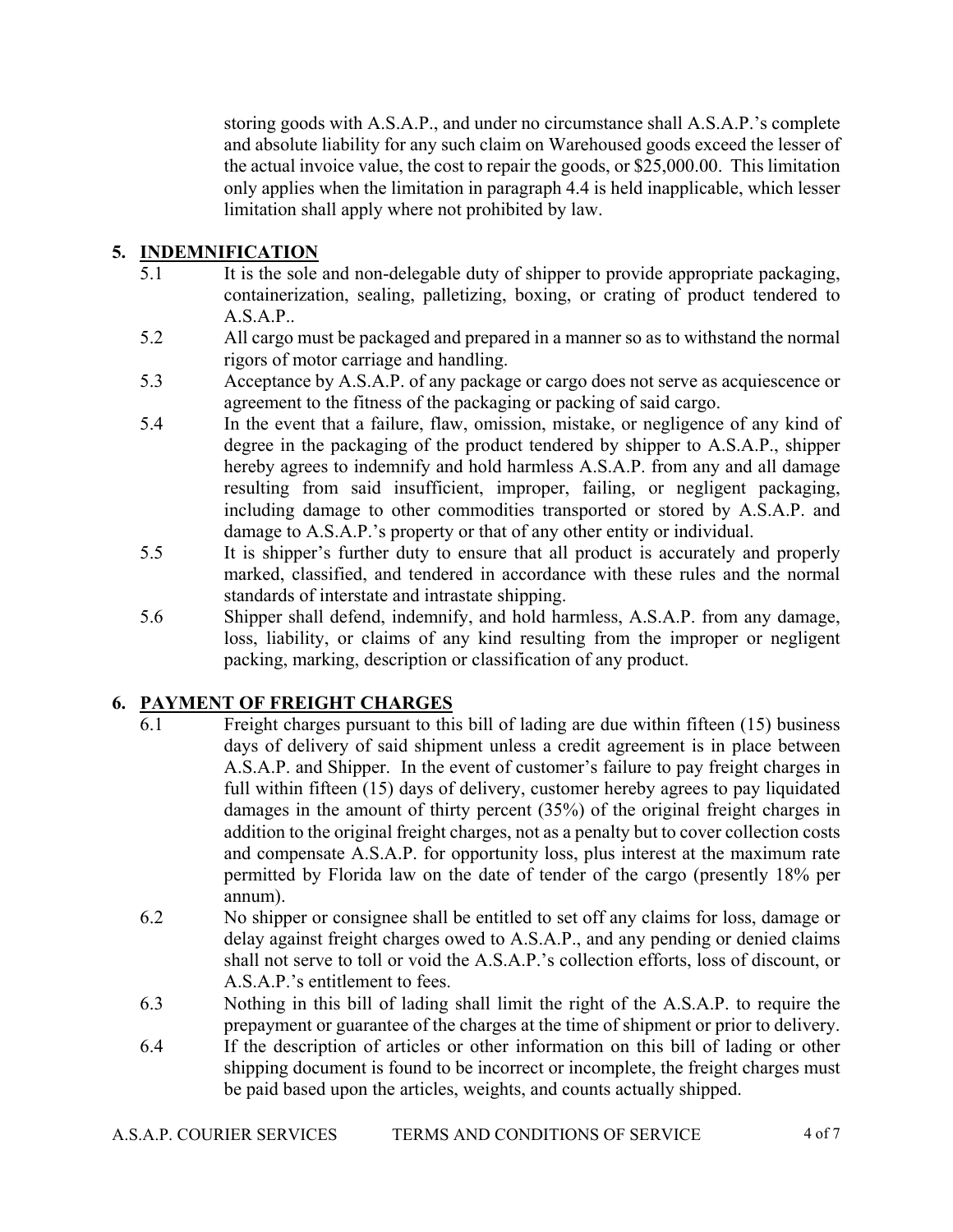storing goods with A.S.A.P., and under no circumstance shall A.S.A.P.'s complete and absolute liability for any such claim on Warehoused goods exceed the lesser of the actual invoice value, the cost to repair the goods, or $25,000.00. This limitation only applies when the limitation in paragraph 4.4 is held inapplicable, which lesser limitation shall apply where not prohibited by law.

## 5. INDEMNIFICATION

5.1 It is the sole and non-delegable duty of shipper to provide appropriate packaging, containerization, sealing, palletizing, boxing, or crating of product tendered to A.S.A.P..

5.2 All cargo must be packaged and prepared in a manner so as to withstand the normal rigors of motor carriage and handling.

5.3 Acceptance by A.S.A.P. of any package or cargo does not serve as acquiescence or agreement to the fitness of the packaging or packing of said cargo.

5.4 In the event that a failure, flaw, omission, mistake, or negligence of any kind of degree in the packaging of the product tendered by shipper to A.S.A.P., shipper hereby agrees to indemnify and hold harmless A.S.A.P. from any and all damage resulting from said insufficient, improper, failing, or negligent packaging, including damage to other commodities transported or stored by A.S.A.P. and damage to A.S.A.P.'s property or that of any other entity or individual.

5.5 It is shipper's further duty to ensure that all product is accurately and properly marked, classified, and tendered in accordance with these rules and the normal standards of interstate and intrastate shipping.

5.6 Shipper shall defend, indemnify, and hold harmless, A.S.A.P. from any damage, loss, liability, or claims of any kind resulting from the improper or negligent packing, marking, description or classification of any product.

## 6. PAYMENT OF FREIGHT CHARGES

6.1 Freight charges pursuant to this bill of lading are due within fifteen (15) business days of delivery of said shipment unless a credit agreement is in place between A.S.A.P. and Shipper. In the event of customer's failure to pay freight charges in full within fifteen (15) days of delivery, customer hereby agrees to pay liquidated damages in the amount of thirty percent (35%) of the original freight charges in addition to the original freight charges, not as a penalty but to cover collection costs and compensate A.S.A.P. for opportunity loss, plus interest at the maximum rate permitted by Florida law on the date of tender of the cargo (presently 18% per annum).

6.2 No shipper or consignee shall be entitled to set off any claims for loss, damage or delay against freight charges owed to A.S.A.P., and any pending or denied claims shall not serve to toll or void the A.S.A.P.'s collection efforts, loss of discount, or A.S.A.P.'s entitlement to fees.

6.3 Nothing in this bill of lading shall limit the right of the A.S.A.P. to require the prepayment or guarantee of the charges at the time of shipment or prior to delivery.

6.4 If the description of articles or other information on this bill of lading or other shipping document is found to be incorrect or incomplete, the freight charges must be paid based upon the articles, weights, and counts actually shipped.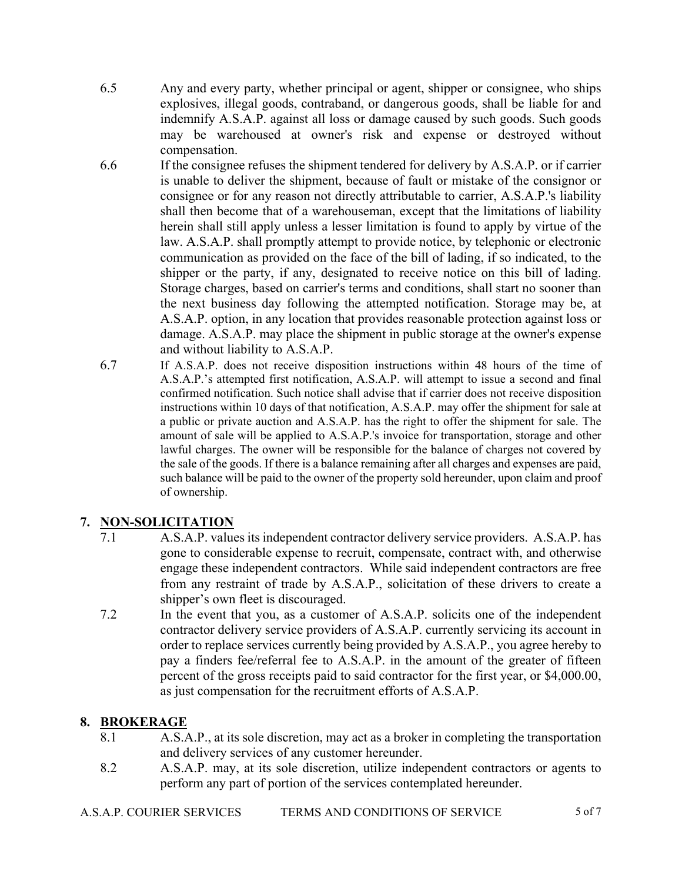6.5 Any and every party, whether principal or agent, shipper or consignee, who ships explosives, illegal goods, contraband, or dangerous goods, shall be liable for and indemnify A.S.A.P. against all loss or damage caused by such goods. Such goods may be warehoused at owner's risk and expense or destroyed without compensation.

6.6 If the consignee refuses the shipment tendered for delivery by A.S.A.P. or if carrier is unable to deliver the shipment, because of fault or mistake of the consignor or consignee or for any reason not directly attributable to carrier, A.S.A.P.'s liability shall then become that of a warehouseman, except that the limitations of liability herein shall still apply unless a lesser limitation is found to apply by virtue of the law. A.S.A.P. shall promptly attempt to provide notice, by telephonic or electronic communication as provided on the face of the bill of lading, if so indicated, to the shipper or the party, if any, designated to receive notice on this bill of lading. Storage charges, based on carrier's terms and conditions, shall start no sooner than the next business day following the attempted notification. Storage may be, at A.S.A.P. option, in any location that provides reasonable protection against loss or damage. A.S.A.P. may place the shipment in public storage at the owner's expense and without liability to A.S.A.P.

6.7 If A.S.A.P. does not receive disposition instructions within 48 hours of the time of A.S.A.P.'s attempted first notification, A.S.A.P. will attempt to issue a second and final confirmed notification. Such notice shall advise that if carrier does not receive disposition instructions within 10 days of that notification, A.S.A.P. may offer the shipment for sale at a public or private auction and A.S.A.P. has the right to offer the shipment for sale. The amount of sale will be applied to A.S.A.P.'s invoice for transportation, storage and other lawful charges. The owner will be responsible for the balance of charges not covered by the sale of the goods. If there is a balance remaining after all charges and expenses are paid, such balance will be paid to the owner of the property sold hereunder, upon claim and proof of ownership.

## 7. NON-SOLICITATION

7.1 A.S.A.P. values its independent contractor delivery service providers. A.S.A.P. has gone to considerable expense to recruit, compensate, contract with, and otherwise engage these independent contractors. While said independent contractors are free from any restraint of trade by A.S.A.P., solicitation of these drivers to create a shipper's own fleet is discouraged.

7.2 In the event that you, as a customer of A.S.A.P. solicits one of the independent contractor delivery service providers of A.S.A.P. currently servicing its account in order to replace services currently being provided by A.S.A.P., you agree hereby to pay a finders fee/referral fee to A.S.A.P. in the amount of the greater of fifteen percent of the gross receipts paid to said contractor for the first year, or $4,000.00, as just compensation for the recruitment efforts of A.S.A.P.

## 8. BROKERAGE

8.1 A.S.A.P., at its sole discretion, may act as a broker in completing the transportation and delivery services of any customer hereunder.

8.2 A.S.A.P. may, at its sole discretion, utilize independent contractors or agents to perform any part of portion of the services contemplated hereunder.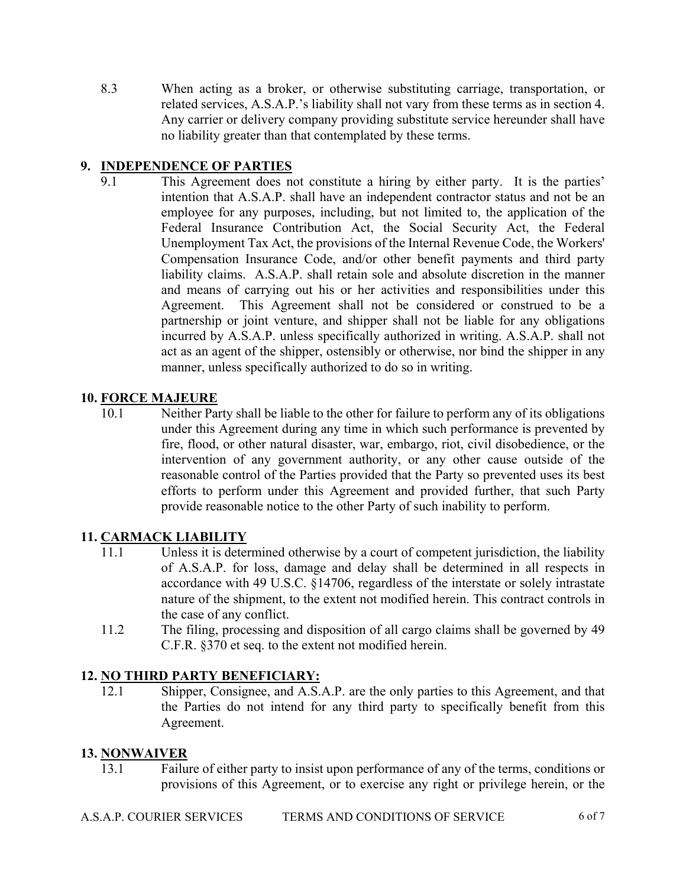8.3 When acting as a broker, or otherwise substituting carriage, transportation, or related services, A.S.A.P.'s liability shall not vary from these terms as in section 4. Any carrier or delivery company providing substitute service hereunder shall have no liability greater than that contemplated by these terms.

## 9. INDEPENDENCE OF PARTIES

9.1 This Agreement does not constitute a hiring by either party. It is the parties' intention that A.S.A.P. shall have an independent contractor status and not be an employee for any purposes, including, but not limited to, the application of the Federal Insurance Contribution Act, the Social Security Act, the Federal Unemployment Tax Act, the provisions of the Internal Revenue Code, the Workers' Compensation Insurance Code, and/or other benefit payments and third party liability claims. A.S.A.P. shall retain sole and absolute discretion in the manner and means of carrying out his or her activities and responsibilities under this Agreement. This Agreement shall not be considered or construed to be a partnership or joint venture, and shipper shall not be liable for any obligations incurred by A.S.A.P. unless specifically authorized in writing. A.S.A.P. shall not act as an agent of the shipper, ostensibly or otherwise, nor bind the shipper in any manner, unless specifically authorized to do so in writing.

## 10. FORCE MAJEURE

10.1 Neither Party shall be liable to the other for failure to perform any of its obligations under this Agreement during any time in which such performance is prevented by fire, flood, or other natural disaster, war, embargo, riot, civil disobedience, or the intervention of any government authority, or any other cause outside of the reasonable control of the Parties provided that the Party so prevented uses its best efforts to perform under this Agreement and provided further, that such Party provide reasonable notice to the other Party of such inability to perform.

## 11. CARMACK LIABILITY

11.1 Unless it is determined otherwise by a court of competent jurisdiction, the liability of A.S.A.P. for loss, damage and delay shall be determined in all respects in accordance with 49 U.S.C. §14706, regardless of the interstate or solely intrastate nature of the shipment, to the extent not modified herein. This contract controls in the case of any conflict.

11.2 The filing, processing and disposition of all cargo claims shall be governed by 49 C.F.R. §370 et seq. to the extent not modified herein.

## 12. NO THIRD PARTY BENEFICIARY:

12.1 Shipper, Consignee, and A.S.A.P. are the only parties to this Agreement, and that the Parties do not intend for any third party to specifically benefit from this Agreement.

## 13. NONWAIVER

13.1 Failure of either party to insist upon performance of any of the terms, conditions or provisions of this Agreement, or to exercise any right or privilege herein, or the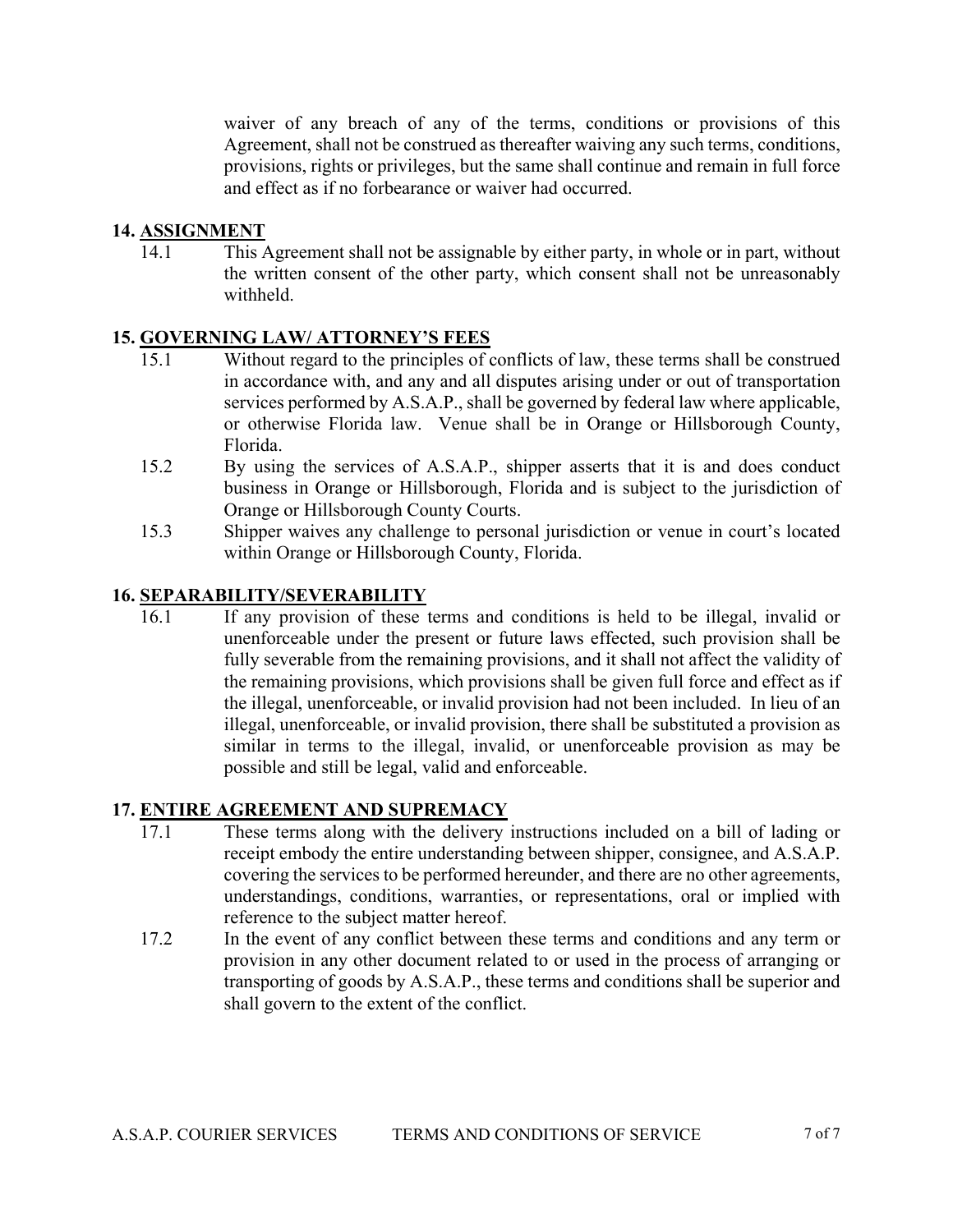waiver of any breach of any of the terms, conditions or provisions of this Agreement, shall not be construed as thereafter waiving any such terms, conditions, provisions, rights or privileges, but the same shall continue and remain in full force and effect as if no forbearance or waiver had occurred.

## 14. ASSIGNMENT

14.1 This Agreement shall not be assignable by either party, in whole or in part, without the written consent of the other party, which consent shall not be unreasonably withheld.

## 15. GOVERNING LAW/ ATTORNEY'S FEES

15.1 Without regard to the principles of conflicts of law, these terms shall be construed in accordance with, and any and all disputes arising under or out of transportation services performed by A.S.A.P., shall be governed by federal law where applicable, or otherwise Florida law. Venue shall be in Orange or Hillsborough County, Florida.

15.2 By using the services of A.S.A.P., shipper asserts that it is and does conduct business in Orange or Hillsborough, Florida and is subject to the jurisdiction of Orange or Hillsborough County Courts.

15.3 Shipper waives any challenge to personal jurisdiction or venue in court's located within Orange or Hillsborough County, Florida.

## 16. SEPARABILITY/SEVERABILITY

16.1 If any provision of these terms and conditions is held to be illegal, invalid or unenforceable under the present or future laws effected, such provision shall be fully severable from the remaining provisions, and it shall not affect the validity of the remaining provisions, which provisions shall be given full force and effect as if the illegal, unenforceable, or invalid provision had not been included. In lieu of an illegal, unenforceable, or invalid provision, there shall be substituted a provision as similar in terms to the illegal, invalid, or unenforceable provision as may be possible and still be legal, valid and enforceable.

## 17. ENTIRE AGREEMENT AND SUPREMACY

17.1 These terms along with the delivery instructions included on a bill of lading or receipt embody the entire understanding between shipper, consignee, and A.S.A.P. covering the services to be performed hereunder, and there are no other agreements, understandings, conditions, warranties, or representations, oral or implied with reference to the subject matter hereof.

17.2 In the event of any conflict between these terms and conditions and any term or provision in any other document related to or used in the process of arranging or transporting of goods by A.S.A.P., these terms and conditions shall be superior and shall govern to the extent of the conflict.